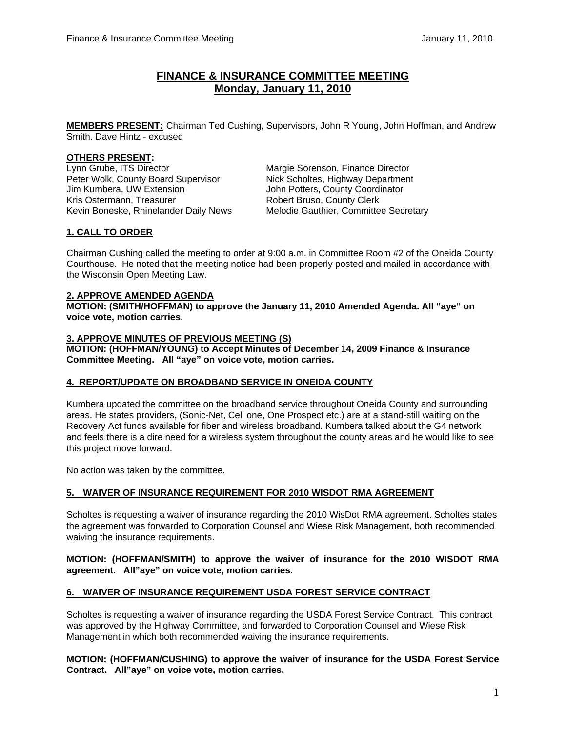# FINANCE & INSURANCE COMMITTEE MEETING
## Monday, January 11, 2010

**MEMBERS PRESENT:** Chairman Ted Cushing, Supervisors, John R Young, John Hoffman, and Andrew Smith. Dave Hintz - excused

**OTHERS PRESENT:**

Lynn Grube, ITS Director
Peter Wolk, County Board Supervisor
Jim Kumbera, UW Extension
Kris Ostermann, Treasurer
Kevin Boneske, Rhinelander Daily News
Margie Sorenson, Finance Director
Nick Scholtes, Highway Department
John Potters, County Coordinator
Robert Bruso, County Clerk
Melodie Gauthier, Committee Secretary

### 1. CALL TO ORDER

Chairman Cushing called the meeting to order at 9:00 a.m. in Committee Room #2 of the Oneida County Courthouse. He noted that the meeting notice had been properly posted and mailed in accordance with the Wisconsin Open Meeting Law.

### 2. APPROVE AMENDED AGENDA

**MOTION: (SMITH/HOFFMAN) to approve the January 11, 2010 Amended Agenda. All "aye" on voice vote, motion carries.**

### 3. APPROVE MINUTES OF PREVIOUS MEETING (S)

**MOTION: (HOFFMAN/YOUNG) to Accept Minutes of December 14, 2009 Finance & Insurance Committee Meeting. All "aye" on voice vote, motion carries.**

### 4. REPORT/UPDATE ON BROADBAND SERVICE IN ONEIDA COUNTY

Kumbera updated the committee on the broadband service throughout Oneida County and surrounding areas. He states providers, (Sonic-Net, Cell one, One Prospect etc.) are at a stand-still waiting on the Recovery Act funds available for fiber and wireless broadband. Kumbera talked about the G4 network and feels there is a dire need for a wireless system throughout the county areas and he would like to see this project move forward.

No action was taken by the committee.

### 5. WAIVER OF INSURANCE REQUIREMENT FOR 2010 WISDOT RMA AGREEMENT

Scholtes is requesting a waiver of insurance regarding the 2010 WisDot RMA agreement. Scholtes states the agreement was forwarded to Corporation Counsel and Wiese Risk Management, both recommended waiving the insurance requirements.

**MOTION: (HOFFMAN/SMITH) to approve the waiver of insurance for the 2010 WISDOT RMA agreement. All"aye" on voice vote, motion carries.**

### 6. WAIVER OF INSURANCE REQUIREMENT USDA FOREST SERVICE CONTRACT

Scholtes is requesting a waiver of insurance regarding the USDA Forest Service Contract. This contract was approved by the Highway Committee, and forwarded to Corporation Counsel and Wiese Risk Management in which both recommended waiving the insurance requirements.

**MOTION: (HOFFMAN/CUSHING) to approve the waiver of insurance for the USDA Forest Service Contract. All"aye" on voice vote, motion carries.**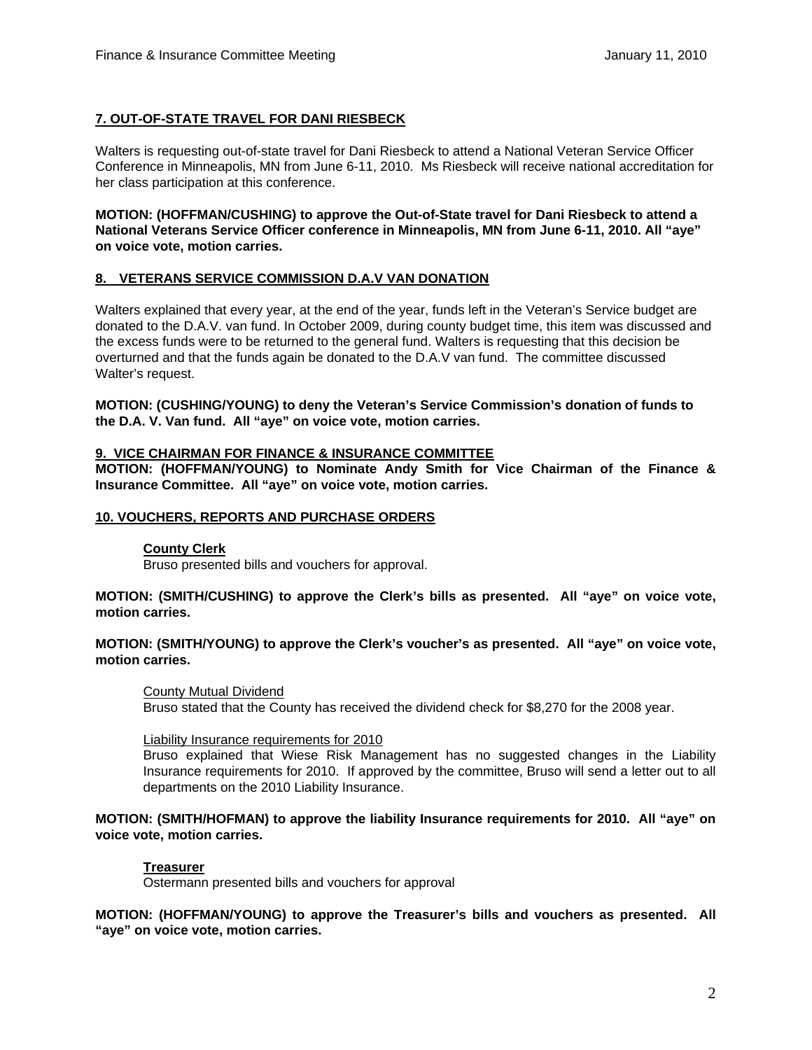## 7. OUT-OF-STATE TRAVEL FOR DANI RIESBECK

Walters is requesting out-of-state travel for Dani Riesbeck to attend a National Veteran Service Officer Conference in Minneapolis, MN from June 6-11, 2010. Ms Riesbeck will receive national accreditation for her class participation at this conference.

**MOTION: (HOFFMAN/CUSHING) to approve the Out-of-State travel for Dani Riesbeck to attend a National Veterans Service Officer conference in Minneapolis, MN from June 6-11, 2010. All "aye" on voice vote, motion carries.**

## 8. VETERANS SERVICE COMMISSION D.A.V VAN DONATION

Walters explained that every year, at the end of the year, funds left in the Veteran's Service budget are donated to the D.A.V. van fund. In October 2009, during county budget time, this item was discussed and the excess funds were to be returned to the general fund. Walters is requesting that this decision be overturned and that the funds again be donated to the D.A.V van fund. The committee discussed Walter's request.

**MOTION: (CUSHING/YOUNG) to deny the Veteran's Service Commission's donation of funds to the D.A. V. Van fund. All "aye" on voice vote, motion carries.**

## 9. VICE CHAIRMAN FOR FINANCE & INSURANCE COMMITTEE

**MOTION: (HOFFMAN/YOUNG) to Nominate Andy Smith for Vice Chairman of the Finance & Insurance Committee. All "aye" on voice vote, motion carries.**

## 10. VOUCHERS, REPORTS AND PURCHASE ORDERS

### County Clerk

Bruso presented bills and vouchers for approval.

**MOTION: (SMITH/CUSHING) to approve the Clerk's bills as presented. All "aye" on voice vote, motion carries.**

**MOTION: (SMITH/YOUNG) to approve the Clerk's voucher's as presented. All "aye" on voice vote, motion carries.**

County Mutual Dividend

Bruso stated that the County has received the dividend check for $8,270 for the 2008 year.

Liability Insurance requirements for 2010

Bruso explained that Wiese Risk Management has no suggested changes in the Liability Insurance requirements for 2010. If approved by the committee, Bruso will send a letter out to all departments on the 2010 Liability Insurance.

**MOTION: (SMITH/HOFMAN) to approve the liability Insurance requirements for 2010. All "aye" on voice vote, motion carries.**

### Treasurer

Ostermann presented bills and vouchers for approval

**MOTION: (HOFFMAN/YOUNG) to approve the Treasurer's bills and vouchers as presented. All "aye" on voice vote, motion carries.**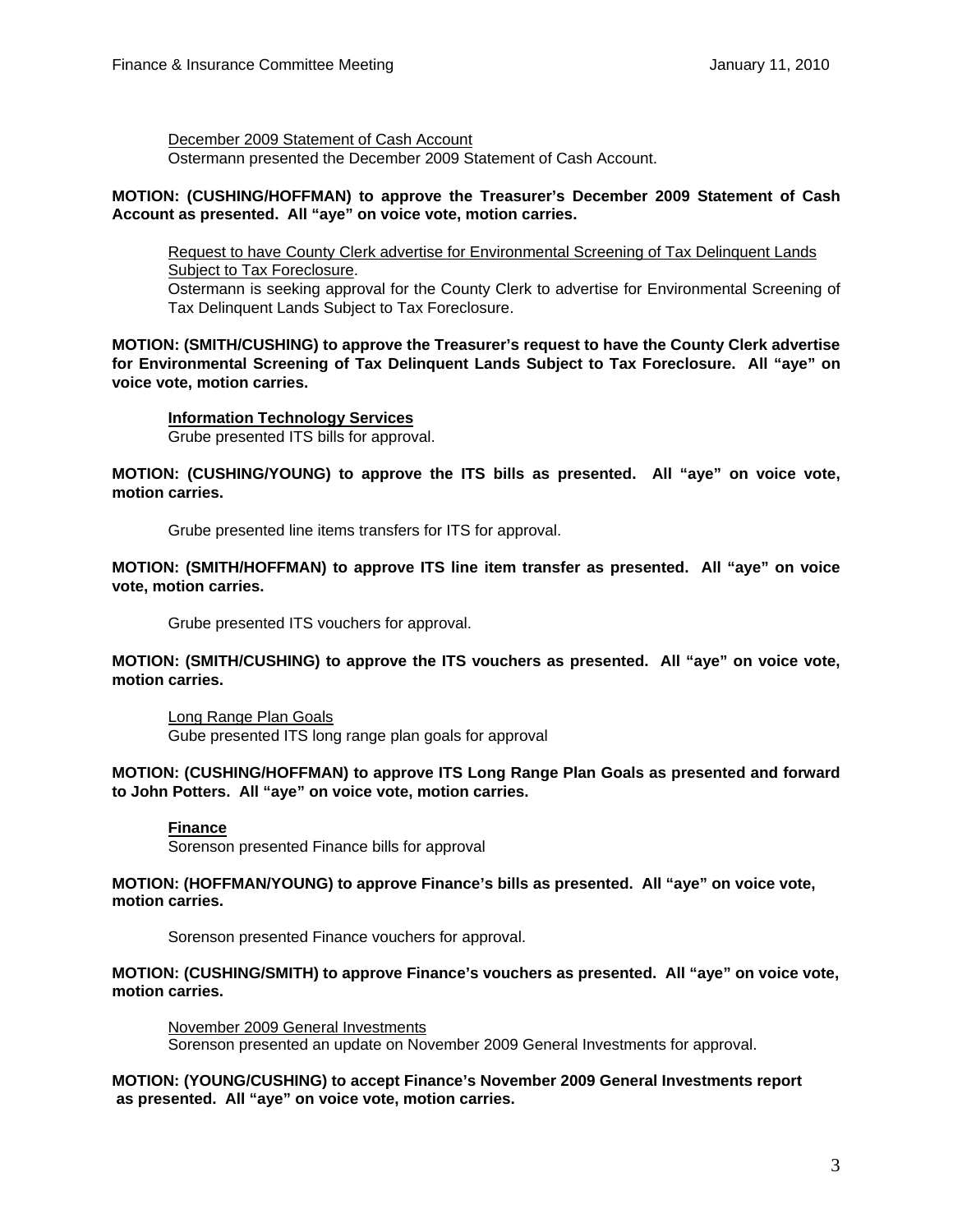December 2009 Statement of Cash Account

Ostermann presented the December 2009 Statement of Cash Account.

**MOTION: (CUSHING/HOFFMAN) to approve the Treasurer's December 2009 Statement of Cash Account as presented. All "aye" on voice vote, motion carries.**

Request to have County Clerk advertise for Environmental Screening of Tax Delinquent Lands Subject to Tax Foreclosure.

Ostermann is seeking approval for the County Clerk to advertise for Environmental Screening of Tax Delinquent Lands Subject to Tax Foreclosure.

**MOTION: (SMITH/CUSHING) to approve the Treasurer's request to have the County Clerk advertise for Environmental Screening of Tax Delinquent Lands Subject to Tax Foreclosure. All "aye" on voice vote, motion carries.**

**Information Technology Services**

Grube presented ITS bills for approval.

**MOTION: (CUSHING/YOUNG) to approve the ITS bills as presented. All "aye" on voice vote, motion carries.**

Grube presented line items transfers for ITS for approval.

**MOTION: (SMITH/HOFFMAN) to approve ITS line item transfer as presented. All "aye" on voice vote, motion carries.**

Grube presented ITS vouchers for approval.

**MOTION: (SMITH/CUSHING) to approve the ITS vouchers as presented. All "aye" on voice vote, motion carries.**

Long Range Plan Goals

Gube presented ITS long range plan goals for approval

**MOTION: (CUSHING/HOFFMAN) to approve ITS Long Range Plan Goals as presented and forward to John Potters. All "aye" on voice vote, motion carries.**

**Finance**

Sorenson presented Finance bills for approval

**MOTION: (HOFFMAN/YOUNG) to approve Finance's bills as presented. All "aye" on voice vote, motion carries.**

Sorenson presented Finance vouchers for approval.

**MOTION: (CUSHING/SMITH) to approve Finance's vouchers as presented. All "aye" on voice vote, motion carries.**

November 2009 General Investments

Sorenson presented an update on November 2009 General Investments for approval.

**MOTION: (YOUNG/CUSHING) to accept Finance's November 2009 General Investments report as presented. All "aye" on voice vote, motion carries.**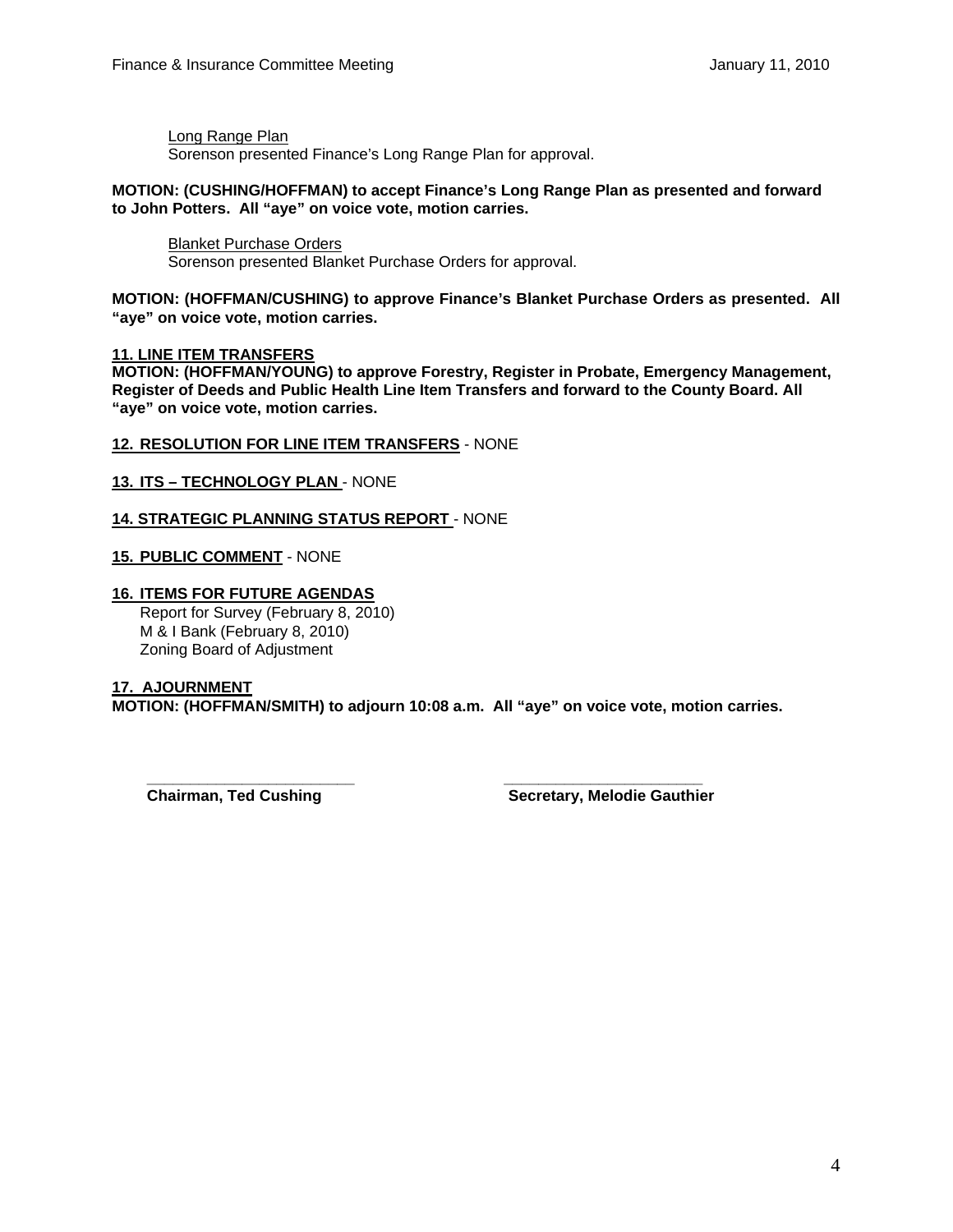Long Range Plan
Sorenson presented Finance's Long Range Plan for approval.

**MOTION: (CUSHING/HOFFMAN) to accept Finance's Long Range Plan as presented and forward to John Potters. All "aye" on voice vote, motion carries.**

Blanket Purchase Orders
Sorenson presented Blanket Purchase Orders for approval.

**MOTION: (HOFFMAN/CUSHING) to approve Finance's Blanket Purchase Orders as presented. All "aye" on voice vote, motion carries.**

**11. LINE ITEM TRANSFERS**

**MOTION: (HOFFMAN/YOUNG) to approve Forestry, Register in Probate, Emergency Management, Register of Deeds and Public Health Line Item Transfers and forward to the County Board. All "aye" on voice vote, motion carries.**

**12. RESOLUTION FOR LINE ITEM TRANSFERS** - NONE

**13. ITS – TECHNOLOGY PLAN** - NONE

**14. STRATEGIC PLANNING STATUS REPORT** - NONE

**15. PUBLIC COMMENT** - NONE

**16. ITEMS FOR FUTURE AGENDAS**

Report for Survey (February 8, 2010)
M & I Bank (February 8, 2010)
Zoning Board of Adjustment

**17. AJOURNMENT**

**MOTION: (HOFFMAN/SMITH) to adjourn 10:08 a.m. All "aye" on voice vote, motion carries.**

________________________
**Chairman, Ted Cushing**

________________________
**Secretary, Melodie Gauthier**